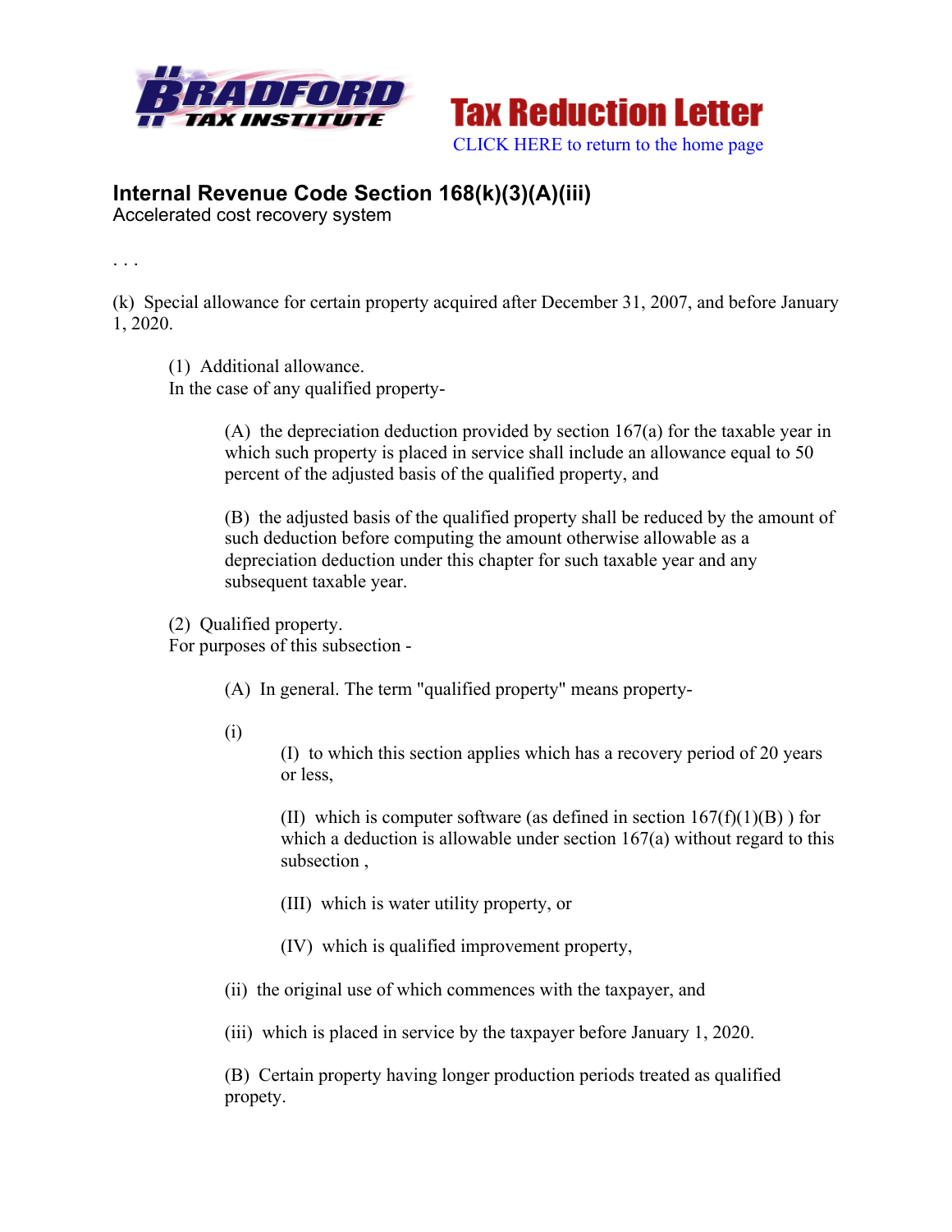Tax Reduction Letter

CLICK HERE to return to the home page

## Internal Revenue Code Section 168(k)(3)(A)(iii)

Accelerated cost recovery system

. . .

(k) Special allowance for certain property acquired after December 31, 2007, and before January 1, 2020.

(1) Additional allowance.
In the case of any qualified property-

(A) the depreciation deduction provided by section 167(a) for the taxable year in which such property is placed in service shall include an allowance equal to 50 percent of the adjusted basis of the qualified property, and

(B) the adjusted basis of the qualified property shall be reduced by the amount of such deduction before computing the amount otherwise allowable as a depreciation deduction under this chapter for such taxable year and any subsequent taxable year.

(2) Qualified property.
For purposes of this subsection -

(A) In general. The term "qualified property" means property-

(i)

(I) to which this section applies which has a recovery period of 20 years or less,

(II) which is computer software (as defined in section 167(f)(1)(B) ) for which a deduction is allowable under section 167(a) without regard to this subsection ,

(III) which is water utility property, or

(IV) which is qualified improvement property,

(ii) the original use of which commences with the taxpayer, and

(iii) which is placed in service by the taxpayer before January 1, 2020.

(B) Certain property having longer production periods treated as qualified propety.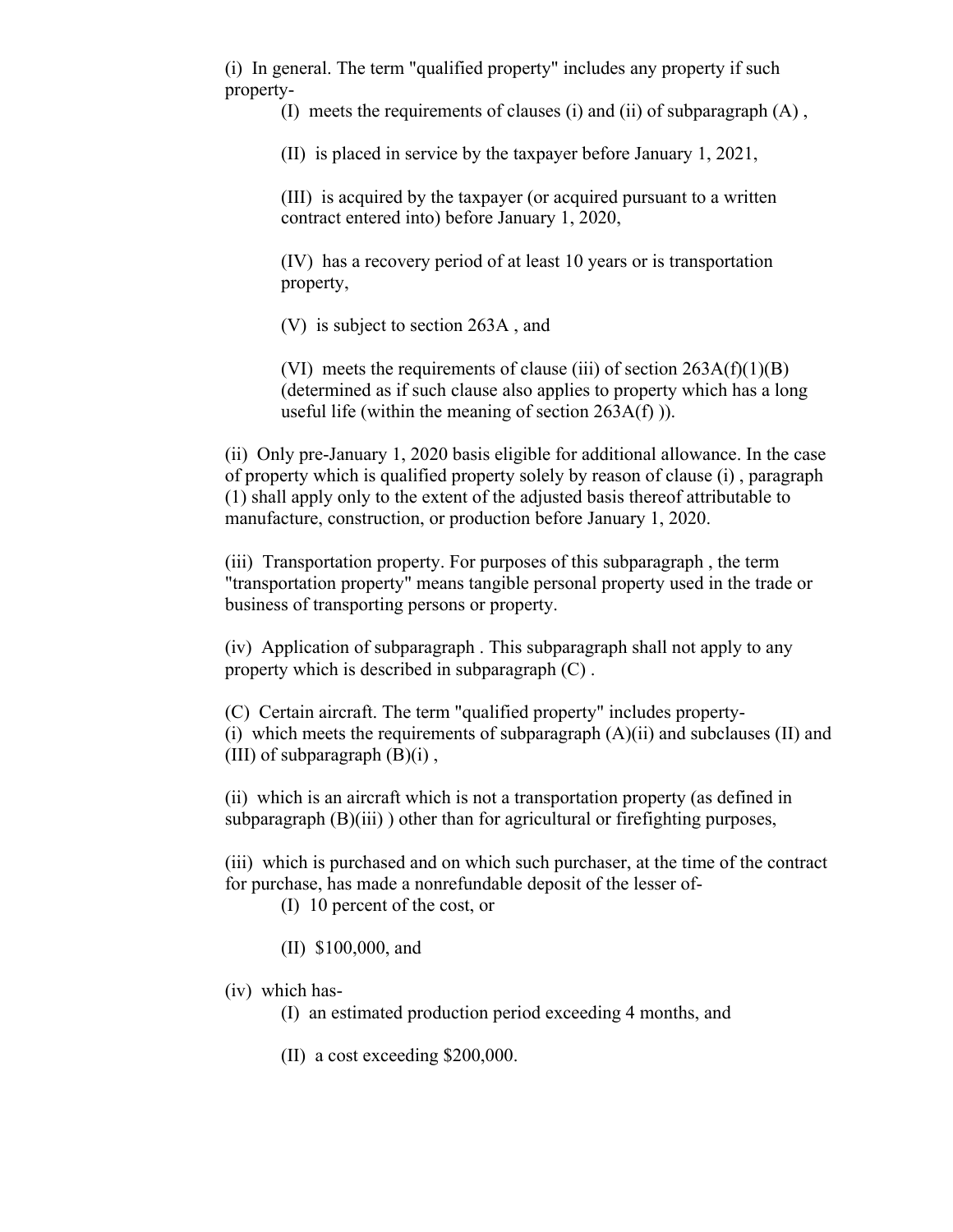(i) In general. The term "qualified property" includes any property if such property-

(I) meets the requirements of clauses (i) and (ii) of subparagraph (A) ,

(II) is placed in service by the taxpayer before January 1, 2021,

(III) is acquired by the taxpayer (or acquired pursuant to a written contract entered into) before January 1, 2020,

(IV) has a recovery period of at least 10 years or is transportation property,

(V) is subject to section 263A , and

(VI) meets the requirements of clause (iii) of section 263A(f)(1)(B) (determined as if such clause also applies to property which has a long useful life (within the meaning of section 263A(f) )).

(ii) Only pre-January 1, 2020 basis eligible for additional allowance. In the case of property which is qualified property solely by reason of clause (i) , paragraph (1) shall apply only to the extent of the adjusted basis thereof attributable to manufacture, construction, or production before January 1, 2020.

(iii) Transportation property. For purposes of this subparagraph , the term "transportation property" means tangible personal property used in the trade or business of transporting persons or property.

(iv) Application of subparagraph . This subparagraph shall not apply to any property which is described in subparagraph (C) .

(C) Certain aircraft. The term "qualified property" includes property-

(i) which meets the requirements of subparagraph (A)(ii) and subclauses (II) and (III) of subparagraph (B)(i) ,

(ii) which is an aircraft which is not a transportation property (as defined in subparagraph (B)(iii) ) other than for agricultural or firefighting purposes,

(iii) which is purchased and on which such purchaser, at the time of the contract for purchase, has made a nonrefundable deposit of the lesser of-

(I) 10 percent of the cost, or

(II) $100,000, and

(iv) which has-

(I) an estimated production period exceeding 4 months, and

(II) a cost exceeding $200,000.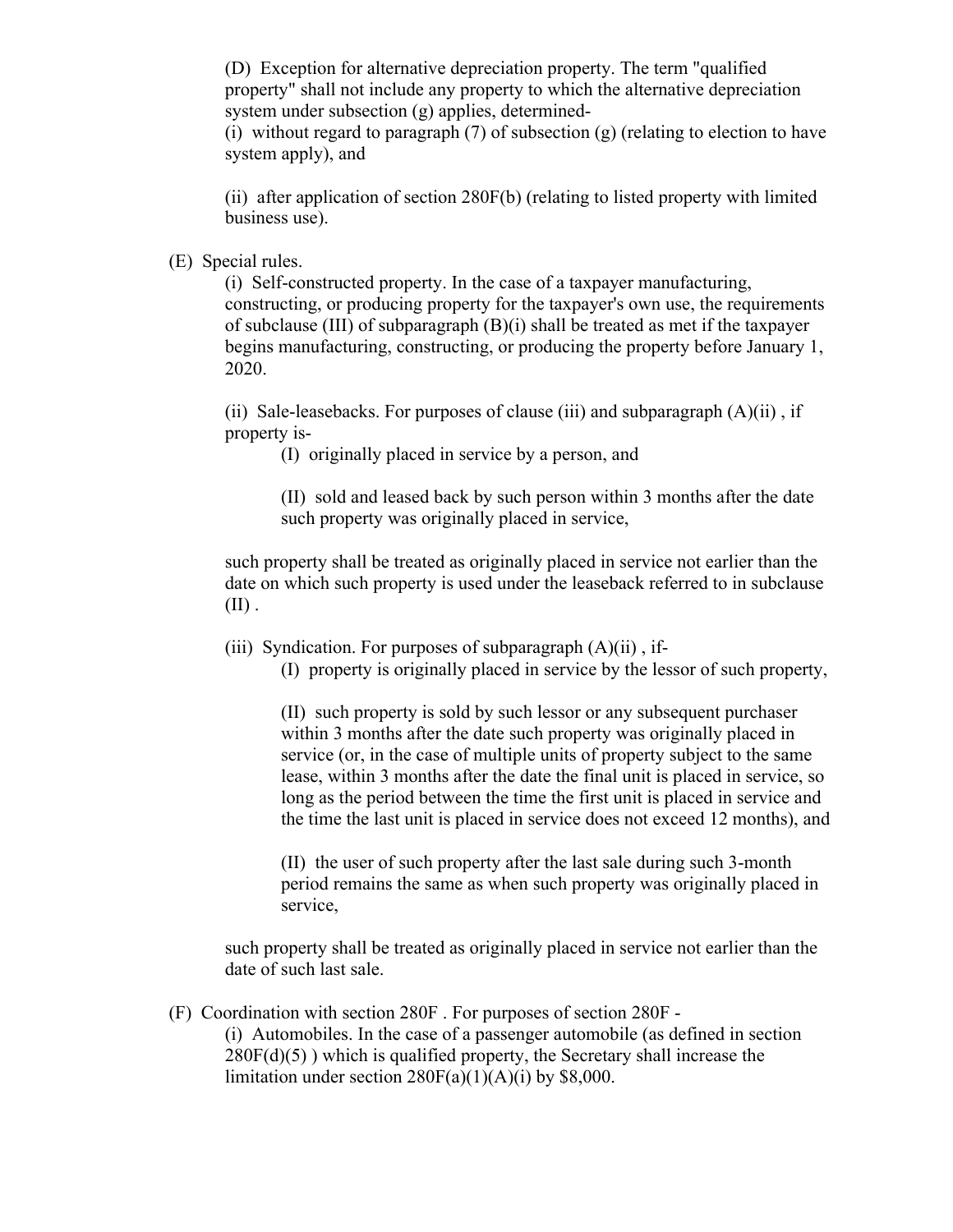(D) Exception for alternative depreciation property. The term "qualified property" shall not include any property to which the alternative depreciation system under subsection (g) applies, determined-

(i) without regard to paragraph (7) of subsection (g) (relating to election to have system apply), and

(ii) after application of section 280F(b) (relating to listed property with limited business use).

(E) Special rules.

(i) Self-constructed property. In the case of a taxpayer manufacturing, constructing, or producing property for the taxpayer's own use, the requirements of subclause (III) of subparagraph (B)(i) shall be treated as met if the taxpayer begins manufacturing, constructing, or producing the property before January 1, 2020.

(ii) Sale-leasebacks. For purposes of clause (iii) and subparagraph (A)(ii) , if property is-

(I) originally placed in service by a person, and

(II) sold and leased back by such person within 3 months after the date such property was originally placed in service,

such property shall be treated as originally placed in service not earlier than the date on which such property is used under the leaseback referred to in subclause (II) .

(iii) Syndication. For purposes of subparagraph (A)(ii) , if-

(I) property is originally placed in service by the lessor of such property,

(II) such property is sold by such lessor or any subsequent purchaser within 3 months after the date such property was originally placed in service (or, in the case of multiple units of property subject to the same lease, within 3 months after the date the final unit is placed in service, so long as the period between the time the first unit is placed in service and the time the last unit is placed in service does not exceed 12 months), and

(II) the user of such property after the last sale during such 3-month period remains the same as when such property was originally placed in service,

such property shall be treated as originally placed in service not earlier than the date of such last sale.

(F) Coordination with section 280F . For purposes of section 280F -

(i) Automobiles. In the case of a passenger automobile (as defined in section 280F(d)(5) ) which is qualified property, the Secretary shall increase the limitation under section 280F(a)(1)(A)(i) by $8,000.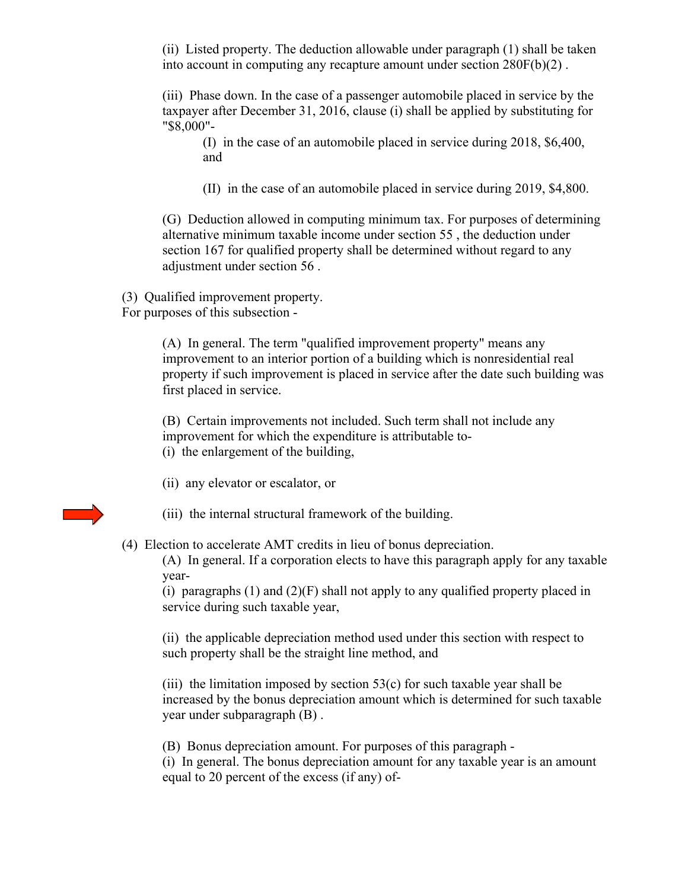(ii) Listed property. The deduction allowable under paragraph (1) shall be taken into account in computing any recapture amount under section 280F(b)(2) .

(iii) Phase down. In the case of a passenger automobile placed in service by the taxpayer after December 31, 2016, clause (i) shall be applied by substituting for "$8,000"-

(I) in the case of an automobile placed in service during 2018, $6,400, and

(II) in the case of an automobile placed in service during 2019, $4,800.

(G) Deduction allowed in computing minimum tax. For purposes of determining alternative minimum taxable income under section 55 , the deduction under section 167 for qualified property shall be determined without regard to any adjustment under section 56 .

(3) Qualified improvement property.
For purposes of this subsection -

(A) In general. The term "qualified improvement property" means any improvement to an interior portion of a building which is nonresidential real property if such improvement is placed in service after the date such building was first placed in service.

(B) Certain improvements not included. Such term shall not include any improvement for which the expenditure is attributable to-
(i) the enlargement of the building,

(ii) any elevator or escalator, or

(iii) the internal structural framework of the building.

(4) Election to accelerate AMT credits in lieu of bonus depreciation.
(A) In general. If a corporation elects to have this paragraph apply for any taxable year-
(i) paragraphs (1) and (2)(F) shall not apply to any qualified property placed in service during such taxable year,

(ii) the applicable depreciation method used under this section with respect to such property shall be the straight line method, and

(iii) the limitation imposed by section 53(c) for such taxable year shall be increased by the bonus depreciation amount which is determined for such taxable year under subparagraph (B) .

(B) Bonus depreciation amount. For purposes of this paragraph -
(i) In general. The bonus depreciation amount for any taxable year is an amount equal to 20 percent of the excess (if any) of-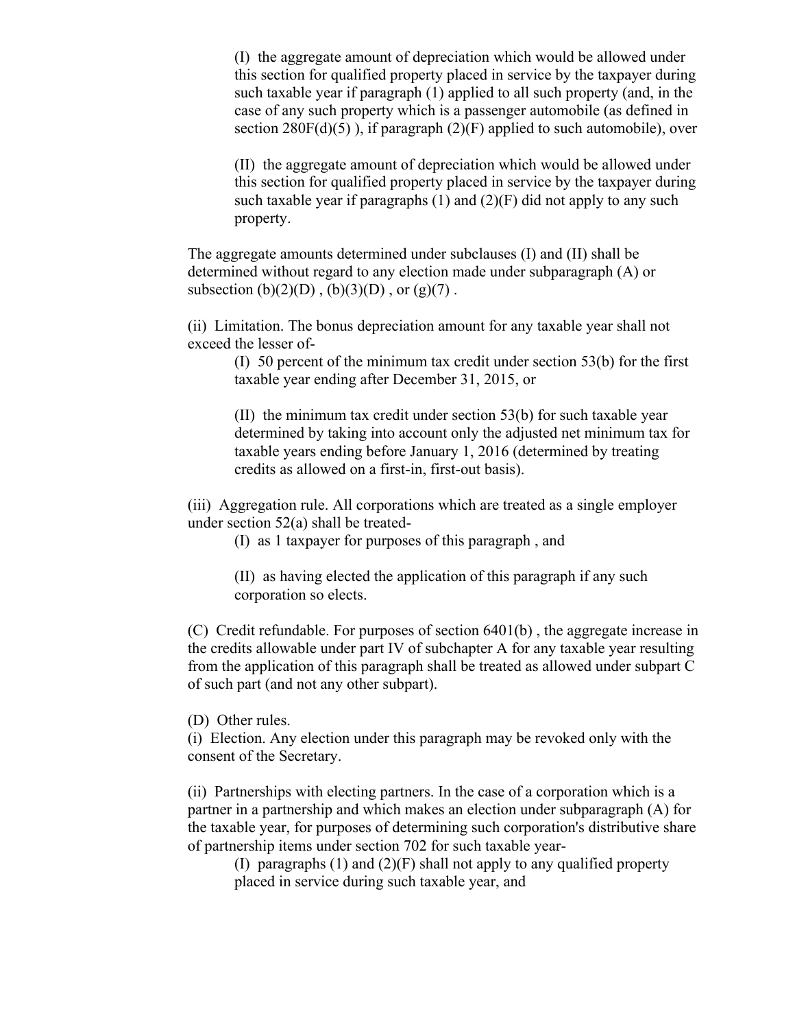(I) the aggregate amount of depreciation which would be allowed under this section for qualified property placed in service by the taxpayer during such taxable year if paragraph (1) applied to all such property (and, in the case of any such property which is a passenger automobile (as defined in section 280F(d)(5) ), if paragraph (2)(F) applied to such automobile), over

(II) the aggregate amount of depreciation which would be allowed under this section for qualified property placed in service by the taxpayer during such taxable year if paragraphs (1) and (2)(F) did not apply to any such property.

The aggregate amounts determined under subclauses (I) and (II) shall be determined without regard to any election made under subparagraph (A) or subsection (b)(2)(D) , (b)(3)(D) , or (g)(7) .

(ii) Limitation. The bonus depreciation amount for any taxable year shall not exceed the lesser of-

(I) 50 percent of the minimum tax credit under section 53(b) for the first taxable year ending after December 31, 2015, or

(II) the minimum tax credit under section 53(b) for such taxable year determined by taking into account only the adjusted net minimum tax for taxable years ending before January 1, 2016 (determined by treating credits as allowed on a first-in, first-out basis).

(iii) Aggregation rule. All corporations which are treated as a single employer under section 52(a) shall be treated-

(I) as 1 taxpayer for purposes of this paragraph , and

(II) as having elected the application of this paragraph if any such corporation so elects.

(C) Credit refundable. For purposes of section 6401(b) , the aggregate increase in the credits allowable under part IV of subchapter A for any taxable year resulting from the application of this paragraph shall be treated as allowed under subpart C of such part (and not any other subpart).

(D) Other rules.

(i) Election. Any election under this paragraph may be revoked only with the consent of the Secretary.

(ii) Partnerships with electing partners. In the case of a corporation which is a partner in a partnership and which makes an election under subparagraph (A) for the taxable year, for purposes of determining such corporation's distributive share of partnership items under section 702 for such taxable year-

(I) paragraphs (1) and (2)(F) shall not apply to any qualified property placed in service during such taxable year, and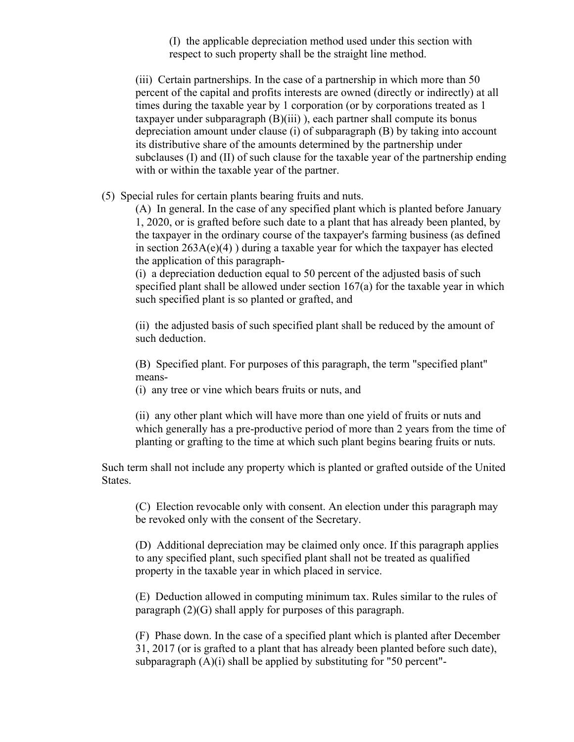(I) the applicable depreciation method used under this section with respect to such property shall be the straight line method.

(iii) Certain partnerships. In the case of a partnership in which more than 50 percent of the capital and profits interests are owned (directly or indirectly) at all times during the taxable year by 1 corporation (or by corporations treated as 1 taxpayer under subparagraph (B)(iii) ), each partner shall compute its bonus depreciation amount under clause (i) of subparagraph (B) by taking into account its distributive share of the amounts determined by the partnership under subclauses (I) and (II) of such clause for the taxable year of the partnership ending with or within the taxable year of the partner.

(5) Special rules for certain plants bearing fruits and nuts.

(A) In general. In the case of any specified plant which is planted before January 1, 2020, or is grafted before such date to a plant that has already been planted, by the taxpayer in the ordinary course of the taxpayer's farming business (as defined in section 263A(e)(4) ) during a taxable year for which the taxpayer has elected the application of this paragraph-

(i) a depreciation deduction equal to 50 percent of the adjusted basis of such specified plant shall be allowed under section 167(a) for the taxable year in which such specified plant is so planted or grafted, and

(ii) the adjusted basis of such specified plant shall be reduced by the amount of such deduction.

(B) Specified plant. For purposes of this paragraph, the term "specified plant" means-

(i) any tree or vine which bears fruits or nuts, and

(ii) any other plant which will have more than one yield of fruits or nuts and which generally has a pre-productive period of more than 2 years from the time of planting or grafting to the time at which such plant begins bearing fruits or nuts.

Such term shall not include any property which is planted or grafted outside of the United States.

(C) Election revocable only with consent. An election under this paragraph may be revoked only with the consent of the Secretary.

(D) Additional depreciation may be claimed only once. If this paragraph applies to any specified plant, such specified plant shall not be treated as qualified property in the taxable year in which placed in service.

(E) Deduction allowed in computing minimum tax. Rules similar to the rules of paragraph (2)(G) shall apply for purposes of this paragraph.

(F) Phase down. In the case of a specified plant which is planted after December 31, 2017 (or is grafted to a plant that has already been planted before such date), subparagraph (A)(i) shall be applied by substituting for "50 percent"-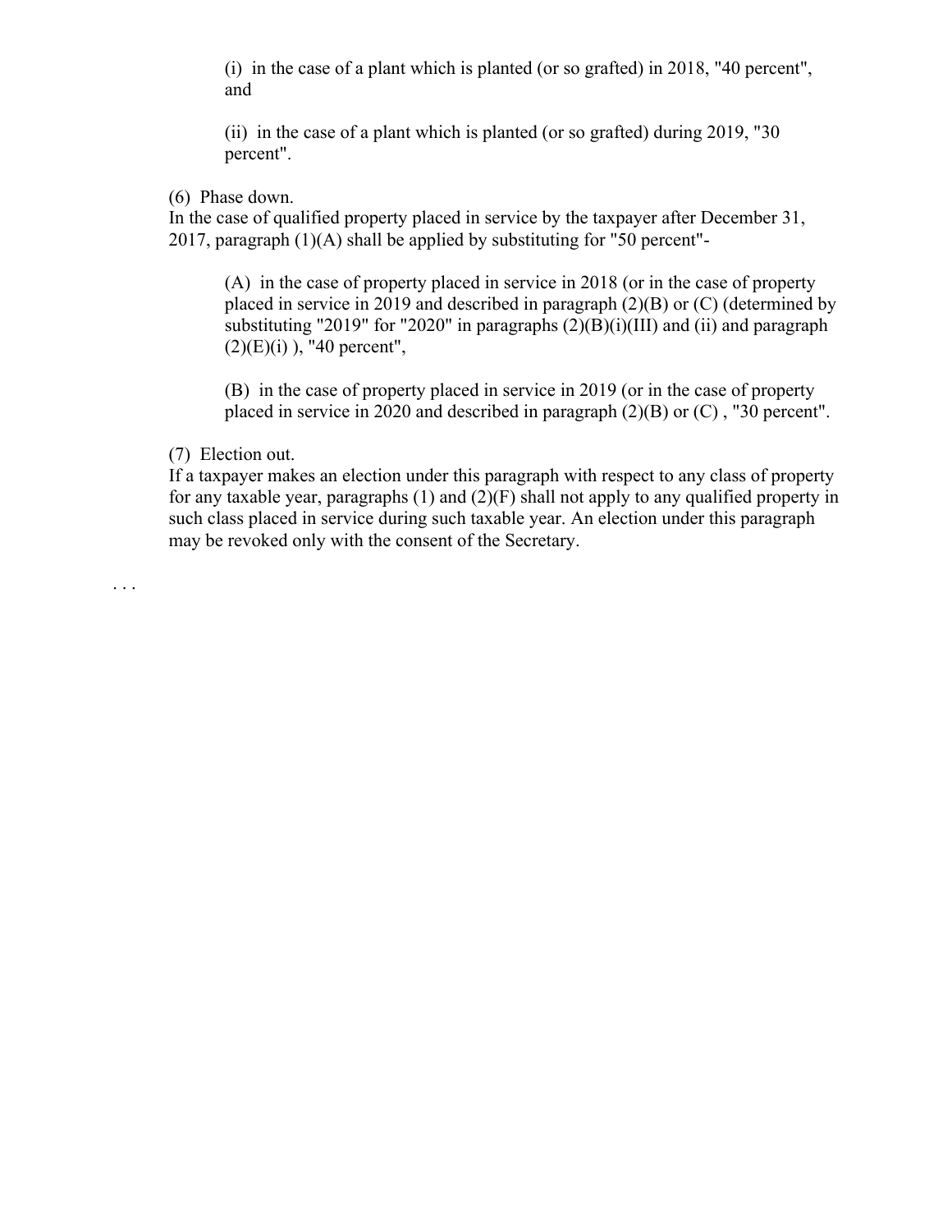(i) in the case of a plant which is planted (or so grafted) in 2018, "40 percent", and

(ii) in the case of a plant which is planted (or so grafted) during 2019, "30 percent".

(6) Phase down.
In the case of qualified property placed in service by the taxpayer after December 31, 2017, paragraph (1)(A) shall be applied by substituting for "50 percent"-

(A) in the case of property placed in service in 2018 (or in the case of property placed in service in 2019 and described in paragraph (2)(B) or (C) (determined by substituting "2019" for "2020" in paragraphs (2)(B)(i)(III) and (ii) and paragraph (2)(E)(i) ), "40 percent",

(B) in the case of property placed in service in 2019 (or in the case of property placed in service in 2020 and described in paragraph (2)(B) or (C) , "30 percent".

(7) Election out.
If a taxpayer makes an election under this paragraph with respect to any class of property for any taxable year, paragraphs (1) and (2)(F) shall not apply to any qualified property in such class placed in service during such taxable year. An election under this paragraph may be revoked only with the consent of the Secretary.

. . .